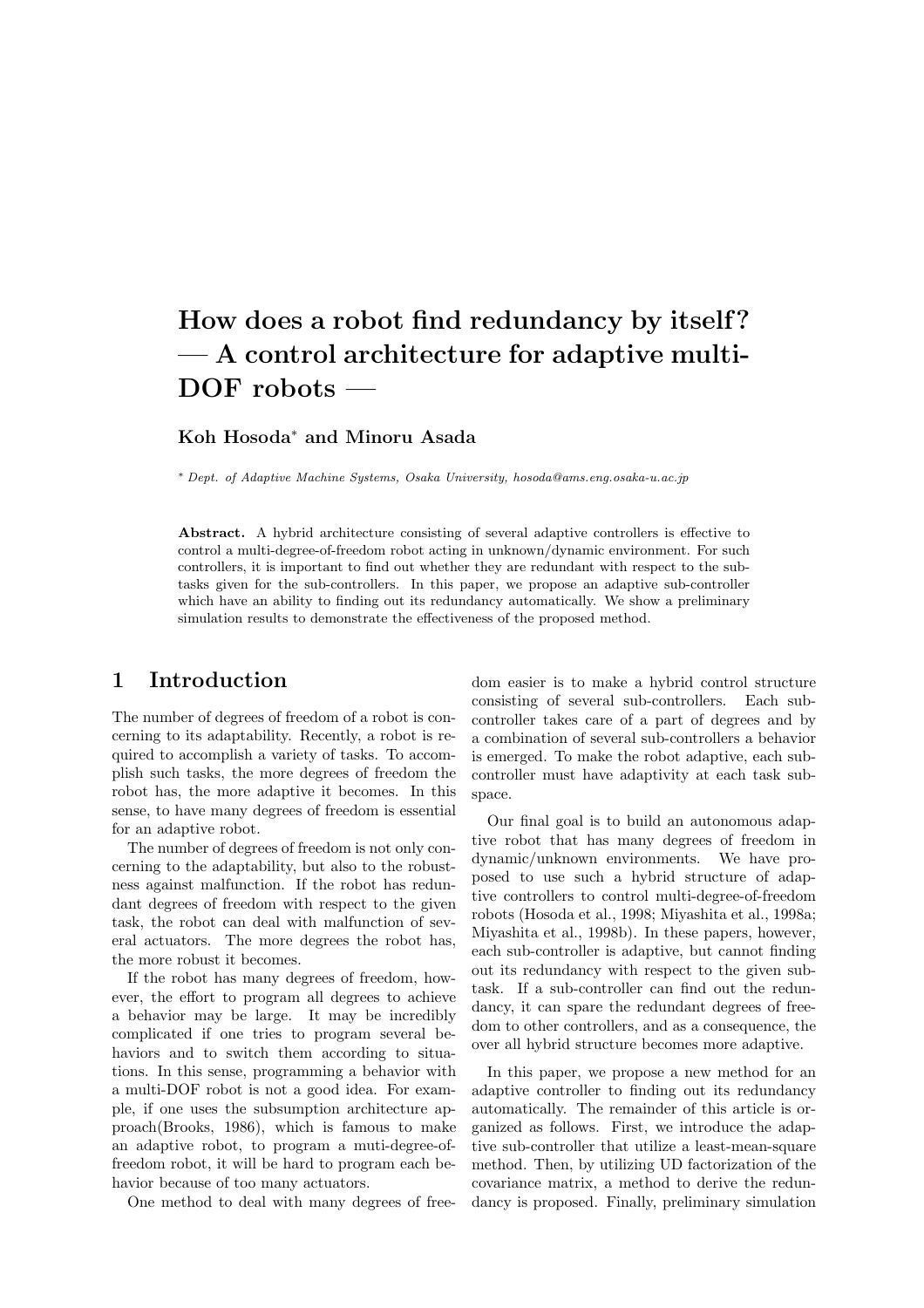# How does a robot find redundancy by itself? — A control architecture for adaptive multi-DOF robots —

**Koh Hosoda*** **and Minoru Asada**

\* *Dept. of Adaptive Machine Systems, Osaka University, hosoda@ams.eng.osaka-u.ac.jp*

**Abstract.** A hybrid architecture consisting of several adaptive controllers is effective to control a multi-degree-of-freedom robot acting in unknown/dynamic environment. For such controllers, it is important to find out whether they are redundant with respect to the subtasks given for the sub-controllers. In this paper, we propose an adaptive sub-controller which have an ability to finding out its redundancy automatically. We show a preliminary simulation results to demonstrate the effectiveness of the proposed method.

## 1 Introduction

The number of degrees of freedom of a robot is concerning to its adaptability. Recently, a robot is required to accomplish a variety of tasks. To accomplish such tasks, the more degrees of freedom the robot has, the more adaptive it becomes. In this sense, to have many degrees of freedom is essential for an adaptive robot.

The number of degrees of freedom is not only concerning to the adaptability, but also to the robustness against malfunction. If the robot has redundant degrees of freedom with respect to the given task, the robot can deal with malfunction of several actuators. The more degrees the robot has, the more robust it becomes.

If the robot has many degrees of freedom, however, the effort to program all degrees to achieve a behavior may be large. It may be incredibly complicated if one tries to program several behaviors and to switch them according to situations. In this sense, programming a behavior with a multi-DOF robot is not a good idea. For example, if one uses the subsumption architecture approach(Brooks, 1986), which is famous to make an adaptive robot, to program a muti-degree-of-freedom robot, it will be hard to program each behavior because of too many actuators.

One method to deal with many degrees of freedom easier is to make a hybrid control structure consisting of several sub-controllers. Each sub-controller takes care of a part of degrees and by a combination of several sub-controllers a behavior is emerged. To make the robot adaptive, each sub-controller must have adaptivity at each task subspace.

Our final goal is to build an autonomous adaptive robot that has many degrees of freedom in dynamic/unknown environments. We have proposed to use such a hybrid structure of adaptive controllers to control multi-degree-of-freedom robots (Hosoda et al., 1998; Miyashita et al., 1998a; Miyashita et al., 1998b). In these papers, however, each sub-controller is adaptive, but cannot finding out its redundancy with respect to the given subtask. If a sub-controller can find out the redundancy, it can spare the redundant degrees of freedom to other controllers, and as a consequence, the over all hybrid structure becomes more adaptive.

In this paper, we propose a new method for an adaptive controller to finding out its redundancy automatically. The remainder of this article is organized as follows. First, we introduce the adaptive sub-controller that utilize a least-mean-square method. Then, by utilizing UD factorization of the covariance matrix, a method to derive the redundancy is proposed. Finally, preliminary simulation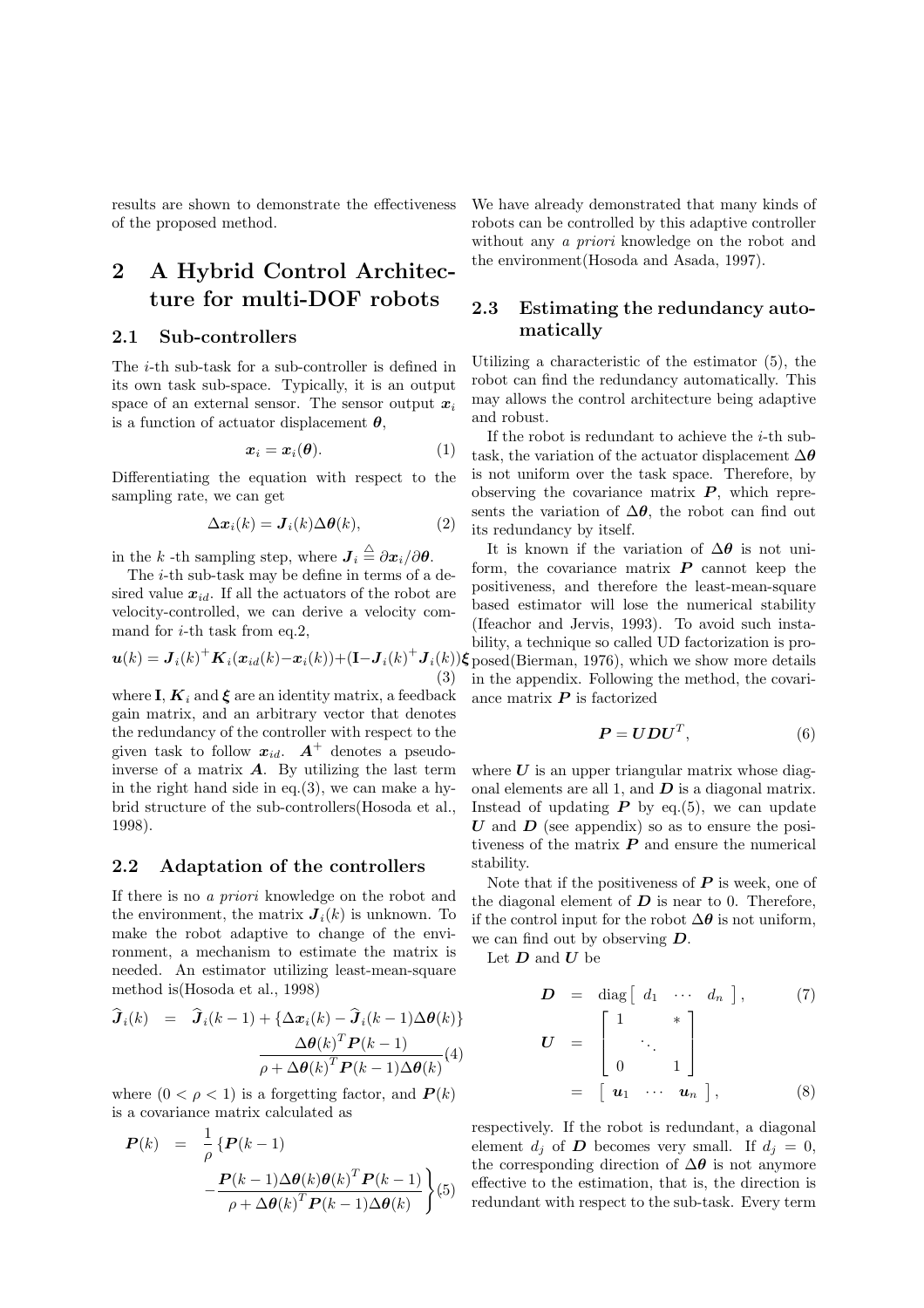results are shown to demonstrate the effectiveness of the proposed method.

## 2 A Hybrid Control Architecture for multi-DOF robots

### 2.1 Sub-controllers

The $i$-th sub-task for a sub-controller is defined in its own task sub-space. Typically, it is an output space of an external sensor. The sensor output $\boldsymbol{x}_i$ is a function of actuator displacement $\boldsymbol{\theta}$,

$$\boldsymbol{x}_i = \boldsymbol{x}_i(\boldsymbol{\theta}). \tag{1}$$

Differentiating the equation with respect to the sampling rate, we can get

$$\Delta \boldsymbol{x}_i(k) = \boldsymbol{J}_i(k)\Delta\boldsymbol{\theta}(k), \tag{2}$$

in the $k$ -th sampling step, where $\boldsymbol{J}_i \overset{\triangle}{=} \partial \boldsymbol{x}_i / \partial \boldsymbol{\theta}$.

The $i$-th sub-task may be define in terms of a desired value $\boldsymbol{x}_{id}$. If all the actuators of the robot are velocity-controlled, we can derive a velocity command for $i$-th task from eq.2,

$$\boldsymbol{u}(k) = \boldsymbol{J}_i(k)^{+}\boldsymbol{K}_i(\boldsymbol{x}_{id}(k) - \boldsymbol{x}_i(k)) + (\mathbf{I} - \boldsymbol{J}_i(k)^{+}\boldsymbol{J}_i(k))\boldsymbol{\xi} \tag{3}$$

where $\mathbf{I}$, $\boldsymbol{K}_i$ and $\boldsymbol{\xi}$ are an identity matrix, a feedback gain matrix, and an arbitrary vector that denotes the redundancy of the controller with respect to the given task to follow $\boldsymbol{x}_{id}$. $\boldsymbol{A}^{+}$ denotes a pseudo-inverse of a matrix $\boldsymbol{A}$. By utilizing the last term in the right hand side in eq.(3), we can make a hybrid structure of the sub-controllers(Hosoda et al., 1998).

### 2.2 Adaptation of the controllers

If there is no *a priori* knowledge on the robot and the environment, the matrix $\boldsymbol{J}_i(k)$ is unknown. To make the robot adaptive to change of the environment, a mechanism to estimate the matrix is needed. An estimator utilizing least-mean-square method is(Hosoda et al., 1998)

$$\widehat{\boldsymbol{J}}_i(k) = \widehat{\boldsymbol{J}}_i(k-1) + \{\Delta\boldsymbol{x}_i(k) - \widehat{\boldsymbol{J}}_i(k-1)\Delta\boldsymbol{\theta}(k)\} \frac{\Delta\boldsymbol{\theta}(k)^T\boldsymbol{P}(k-1)}{\rho + \Delta\boldsymbol{\theta}(k)^T\boldsymbol{P}(k-1)\Delta\boldsymbol{\theta}(k)} \tag{4}$$

where $(0 < \rho < 1)$ is a forgetting factor, and $\boldsymbol{P}(k)$ is a covariance matrix calculated as

$$\boldsymbol{P}(k) = \frac{1}{\rho}\left\{\boldsymbol{P}(k-1) - \frac{\boldsymbol{P}(k-1)\Delta\boldsymbol{\theta}(k)\boldsymbol{\theta}(k)^T\boldsymbol{P}(k-1)}{\rho + \Delta\boldsymbol{\theta}(k)^T\boldsymbol{P}(k-1)\Delta\boldsymbol{\theta}(k)}\right\} \tag{5}$$

We have already demonstrated that many kinds of robots can be controlled by this adaptive controller without any *a priori* knowledge on the robot and the environment(Hosoda and Asada, 1997).

### 2.3 Estimating the redundancy automatically

Utilizing a characteristic of the estimator (5), the robot can find the redundancy automatically. This may allows the control architecture being adaptive and robust.

If the robot is redundant to achieve the $i$-th subtask, the variation of the actuator displacement $\Delta\boldsymbol{\theta}$ is not uniform over the task space. Therefore, by observing the covariance matrix $\boldsymbol{P}$, which represents the variation of $\Delta\boldsymbol{\theta}$, the robot can find out its redundancy by itself.

It is known if the variation of $\Delta\boldsymbol{\theta}$ is not uniform, the covariance matrix $\boldsymbol{P}$ cannot keep the positiveness, and therefore the least-mean-square based estimator will lose the numerical stability (Ifeachor and Jervis, 1993). To avoid such instability, a technique so called UD factorization is proposed(Bierman, 1976), which we show more details in the appendix. Following the method, the covariance matrix $\boldsymbol{P}$ is factorized

$$\boldsymbol{P} = \boldsymbol{U}\boldsymbol{D}\boldsymbol{U}^T, \tag{6}$$

where $\boldsymbol{U}$ is an upper triangular matrix whose diagonal elements are all 1, and $\boldsymbol{D}$ is a diagonal matrix. Instead of updating $\boldsymbol{P}$ by eq.(5), we can update $\boldsymbol{U}$ and $\boldsymbol{D}$ (see appendix) so as to ensure the positiveness of the matrix $\boldsymbol{P}$ and ensure the numerical stability.

Note that if the positiveness of $\boldsymbol{P}$ is week, one of the diagonal element of $\boldsymbol{D}$ is near to 0. Therefore, if the control input for the robot $\Delta\boldsymbol{\theta}$ is not uniform, we can find out by observing $\boldsymbol{D}$.

Let $\boldsymbol{D}$ and $\boldsymbol{U}$ be

$$\boldsymbol{D} = \mathrm{diag}\left[\begin{array}{ccc} d_1 & \cdots & d_n \end{array}\right], \tag{7}$$

$$\boldsymbol{U} = \left[\begin{array}{ccc} 1 & & * \\ & \ddots & \\ 0 & & 1 \end{array}\right] = \left[\begin{array}{ccc} \boldsymbol{u}_1 & \cdots & \boldsymbol{u}_n \end{array}\right], \tag{8}$$

respectively. If the robot is redundant, a diagonal element $d_j$ of $\boldsymbol{D}$ becomes very small. If $d_j = 0$, the corresponding direction of $\Delta\boldsymbol{\theta}$ is not anymore effective to the estimation, that is, the direction is redundant with respect to the sub-task. Every term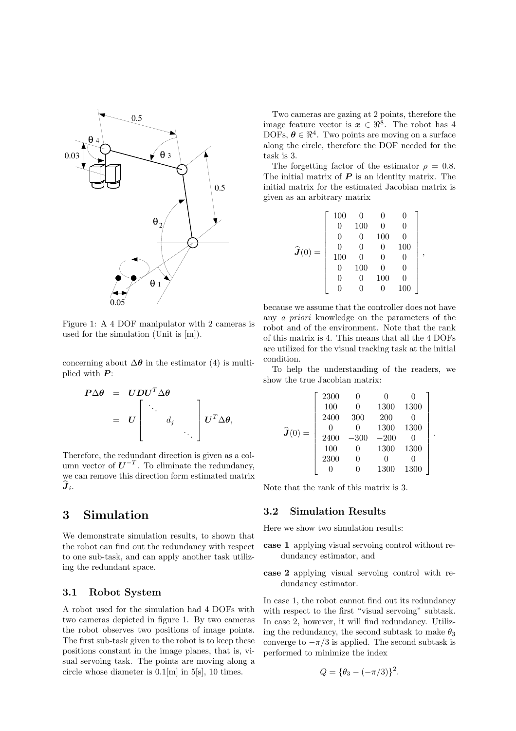Figure 1: A 4 DOF manipulator with 2 cameras is used for the simulation (Unit is [m]).

concerning about $\Delta\boldsymbol{\theta}$ in the estimator (4) is multiplied with $\boldsymbol{P}$:

$$
\begin{aligned}
\boldsymbol{P}\Delta\boldsymbol{\theta} &= \boldsymbol{U}\boldsymbol{D}\boldsymbol{U}^T\Delta\boldsymbol{\theta} \\
&= \boldsymbol{U}\begin{bmatrix} \ddots & & \\ & d_j & \\ & & \ddots \end{bmatrix}\boldsymbol{U}^T\Delta\boldsymbol{\theta},
\end{aligned}
$$

Therefore, the redundant direction is given as a column vector of $\boldsymbol{U}^{-T}$. To eliminate the redundancy, we can remove this direction form estimated matrix $\widehat{\boldsymbol{J}}_i$.

# 3 Simulation

We demonstrate simulation results, to shown that the robot can find out the redundancy with respect to one sub-task, and can apply another task utilizing the redundant space.

## 3.1 Robot System

A robot used for the simulation had 4 DOFs with two cameras depicted in figure 1. By two cameras the robot observes two positions of image points. The first sub-task given to the robot is to keep these positions constant in the image planes, that is, visual servoing task. The points are moving along a circle whose diameter is 0.1[m] in 5[s], 10 times.

Two cameras are gazing at 2 points, therefore the image feature vector is $\boldsymbol{x} \in \Re^8$. The robot has 4 DOFs, $\boldsymbol{\theta} \in \Re^4$. Two points are moving on a surface along the circle, therefore the DOF needed for the task is 3.

The forgetting factor of the estimator $\rho = 0.8$. The initial matrix of $\boldsymbol{P}$ is an identity matrix. The initial matrix for the estimated Jacobian matrix is given as an arbitrary matrix

$$
\widehat{\boldsymbol{J}}(0) = \begin{bmatrix}
100 & 0 & 0 & 0 \\
0 & 100 & 0 & 0 \\
0 & 0 & 100 & 0 \\
0 & 0 & 0 & 100 \\
100 & 0 & 0 & 0 \\
0 & 100 & 0 & 0 \\
0 & 0 & 100 & 0 \\
0 & 0 & 0 & 100
\end{bmatrix},
$$

because we assume that the controller does not have any *a priori* knowledge on the parameters of the robot and of the environment. Note that the rank of this matrix is 4. This means that all the 4 DOFs are utilized for the visual tracking task at the initial condition.

To help the understanding of the readers, we show the true Jacobian matrix:

$$
\widehat{\boldsymbol{J}}(0) = \begin{bmatrix}
2300 & 0 & 0 & 0 \\
100 & 0 & 1300 & 1300 \\
2400 & 300 & 200 & 0 \\
0 & 0 & 1300 & 1300 \\
2400 & -300 & -200 & 0 \\
100 & 0 & 1300 & 1300 \\
2300 & 0 & 0 & 0 \\
0 & 0 & 1300 & 1300
\end{bmatrix}.
$$

Note that the rank of this matrix is 3.

## 3.2 Simulation Results

Here we show two simulation results:

- **case 1** applying visual servoing control without redundancy estimator, and
- **case 2** applying visual servoing control with redundancy estimator.

In case 1, the robot cannot find out its redundancy with respect to the first "visual servoing" subtask. In case 2, however, it will find redundancy. Utilizing the redundancy, the second subtask to make $\theta_3$ converge to $-\pi/3$ is applied. The second subtask is performed to minimize the index

$$
Q = \{\theta_3 - (-\pi/3)\}^2.
$$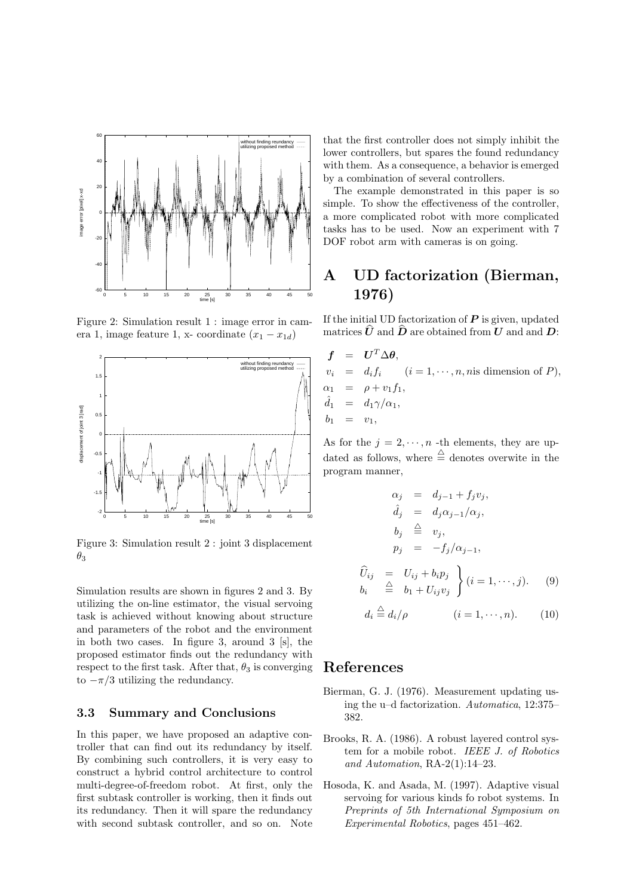Figure 2: Simulation result 1 : image error in camera 1, image feature 1, x- coordinate $(x_1 - x_{1d})$

Figure 3: Simulation result 2 : joint 3 displacement $\theta_3$

Simulation results are shown in figures 2 and 3. By utilizing the on-line estimator, the visual servoing task is achieved without knowing about structure and parameters of the robot and the environment in both two cases. In figure 3, around 3 [s], the proposed estimator finds out the redundancy with respect to the first task. After that, $\theta_3$ is converging to $-\pi/3$ utilizing the redundancy.

### 3.3 Summary and Conclusions

In this paper, we have proposed an adaptive controller that can find out its redundancy by itself. By combining such controllers, it is very easy to construct a hybrid control architecture to control multi-degree-of-freedom robot. At first, only the first subtask controller is working, then it finds out its redundancy. Then it will spare the redundancy with second subtask controller, and so on. Note that the first controller does not simply inhibit the lower controllers, but spares the found redundancy with them. As a consequence, a behavior is emerged by a combination of several controllers.

The example demonstrated in this paper is so simple. To show the effectiveness of the controller, a more complicated robot with more complicated tasks has to be used. Now an experiment with 7 DOF robot arm with cameras is on going.

# A UD factorization (Bierman, 1976)

If the initial UD factorization of $\boldsymbol{P}$ is given, updated matrices $\widehat{\boldsymbol{U}}$ and $\widehat{\boldsymbol{D}}$ are obtained from $\boldsymbol{U}$ and and $\boldsymbol{D}$:

$$
\begin{aligned}
\boldsymbol{f} &= \boldsymbol{U}^T \Delta\boldsymbol{\theta}, \\
v_i &= d_i f_i \qquad (i = 1, \cdots, n, n \text{is dimension of } P), \\
\alpha_1 &= \rho + v_1 f_1, \\
\hat{d}_1 &= d_1 \gamma / \alpha_1, \\
b_1 &= v_1,
\end{aligned}
$$

As for the $j = 2, \cdots, n$ -th elements, they are updated as follows, where $\stackrel{\triangle}{=}$ denotes overwite in the program manner,

$$
\begin{aligned}
\alpha_j &= d_{j-1} + f_j v_j, \\
\hat{d}_j &= d_j \alpha_{j-1} / \alpha_j, \\
b_j &\stackrel{\triangle}{=} v_j, \\
p_j &= -f_j / \alpha_{j-1},
\end{aligned}
$$

$$
\left.
\begin{aligned}
\widehat{U}_{ij} &= U_{ij} + b_i p_j \\
b_i &\stackrel{\triangle}{=} b_1 + U_{ij} v_j
\end{aligned}
\right\} (i = 1, \cdots, j). \qquad (9)
$$

$$
d_i \stackrel{\triangle}{=} d_i / \rho \qquad (i = 1, \cdots, n). \qquad (10)
$$

# References

Bierman, G. J. (1976). Measurement updating using the u–d factorization. *Automatica*, 12:375–382.

Brooks, R. A. (1986). A robust layered control system for a mobile robot. *IEEE J. of Robotics and Automation*, RA-2(1):14–23.

Hosoda, K. and Asada, M. (1997). Adaptive visual servoing for various kinds fo robot systems. In *Preprints of 5th International Symposium on Experimental Robotics*, pages 451–462.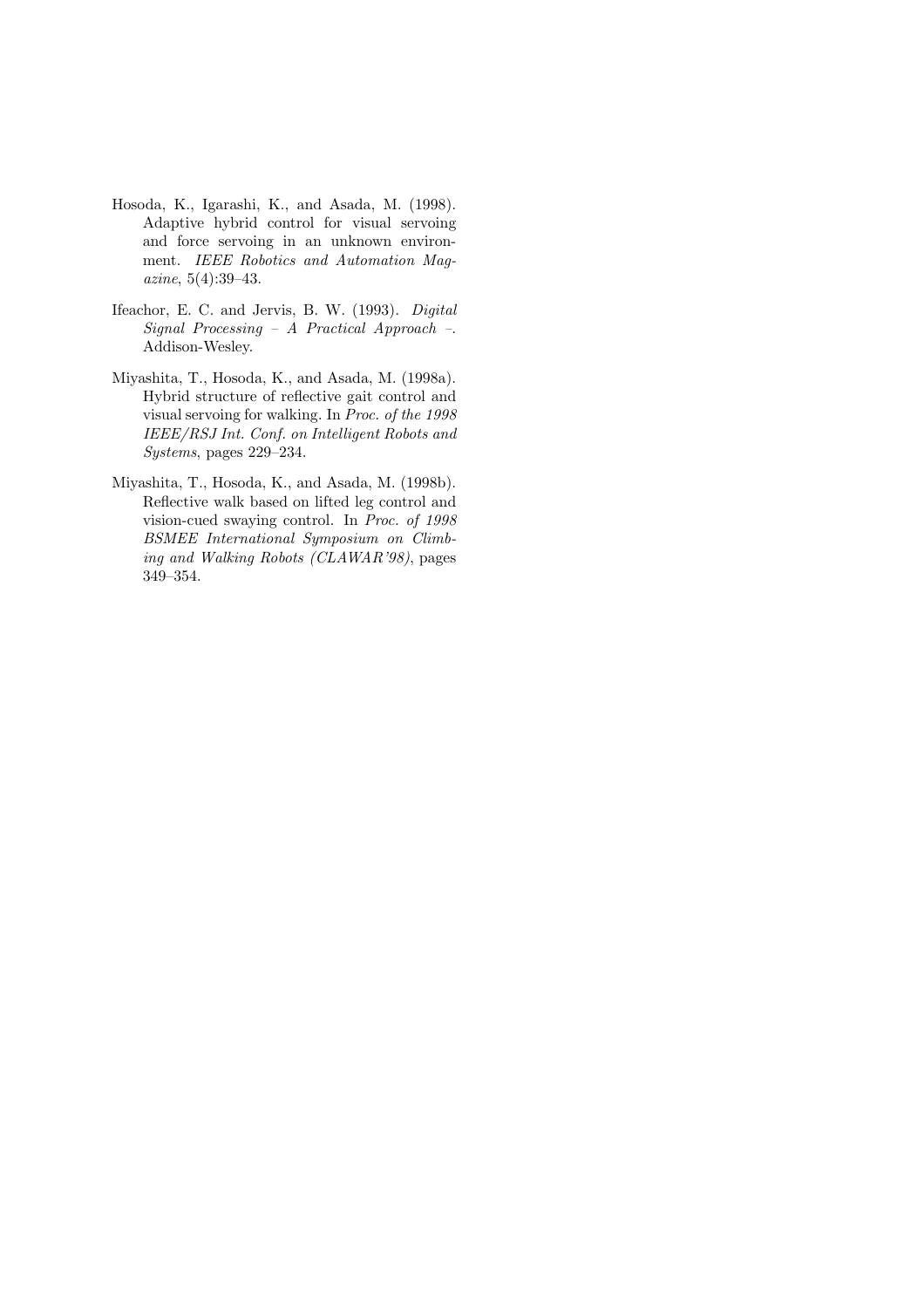Hosoda, K., Igarashi, K., and Asada, M. (1998). Adaptive hybrid control for visual servoing and force servoing in an unknown environment. *IEEE Robotics and Automation Magazine*, 5(4):39–43.

Ifeachor, E. C. and Jervis, B. W. (1993). *Digital Signal Processing – A Practical Approach –*. Addison-Wesley.

Miyashita, T., Hosoda, K., and Asada, M. (1998a). Hybrid structure of reflective gait control and visual servoing for walking. In *Proc. of the 1998 IEEE/RSJ Int. Conf. on Intelligent Robots and Systems*, pages 229–234.

Miyashita, T., Hosoda, K., and Asada, M. (1998b). Reflective walk based on lifted leg control and vision-cued swaying control. In *Proc. of 1998 BSMEE International Symposium on Climbing and Walking Robots (CLAWAR'98)*, pages 349–354.